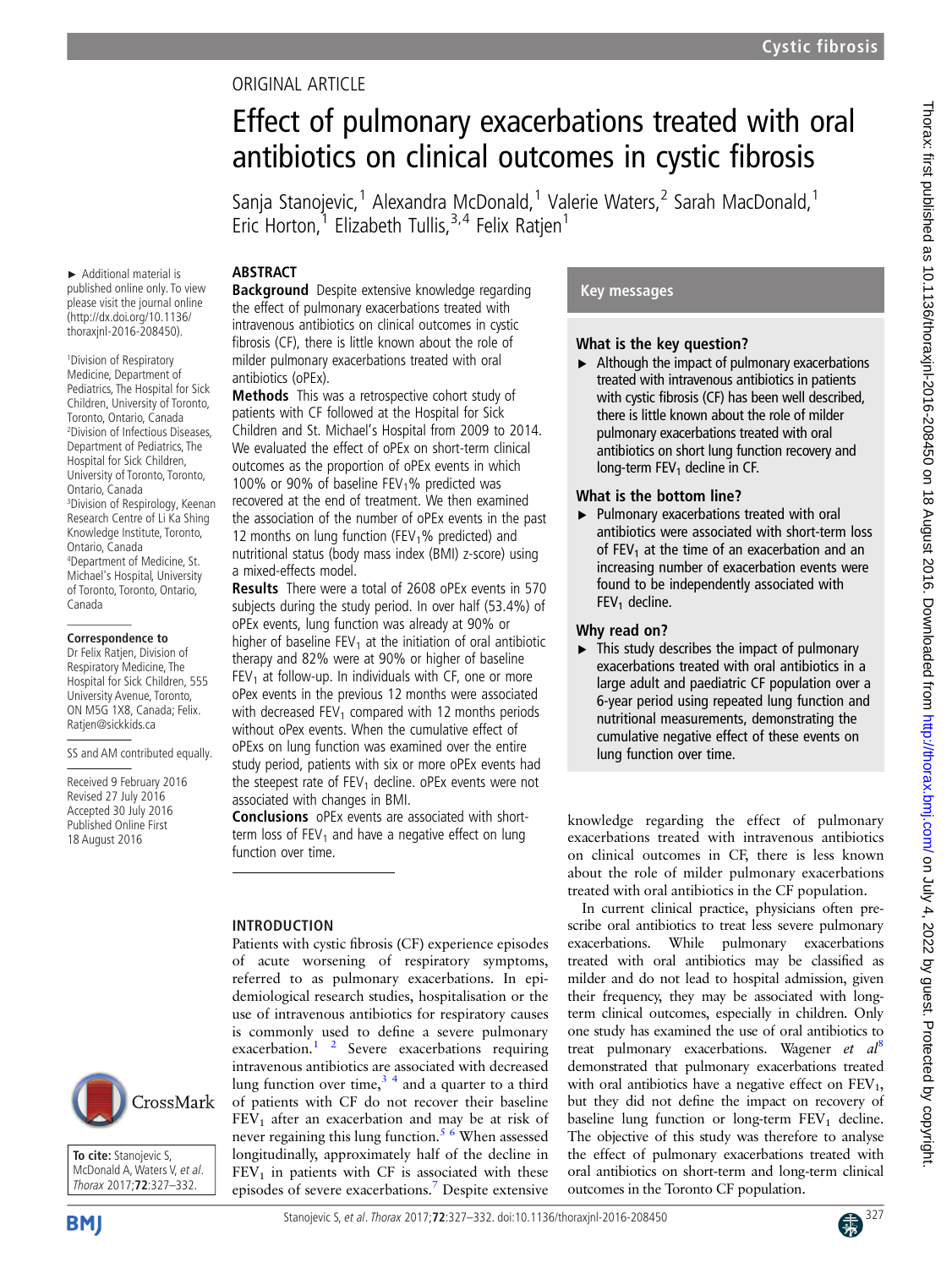ORIGINAL ARTICLE

# Effect of pulmonary exacerbations treated with oral antibiotics on clinical outcomes in cystic fibrosis

Sanja Stanojevic,[1] Alexandra McDonald,[1] Valerie Waters,[2] Sarah MacDonald,[1] Eric Horton,[1] Elizabeth Tullis,[3,4] Felix Ratjen[1]

► Additional material is published online only. To view please visit the journal online (http://dx.doi.org/10.1136/thoraxjnl-2016-208450).

[1]Division of Respiratory Medicine, Department of Pediatrics, The Hospital for Sick Children, University of Toronto, Toronto, Ontario, Canada
[2]Division of Infectious Diseases, Department of Pediatrics, The Hospital for Sick Children, University of Toronto, Toronto, Ontario, Canada
[3]Division of Respirology, Keenan Research Centre of Li Ka Shing Knowledge Institute, Toronto, Ontario, Canada
[4]Department of Medicine, St. Michael's Hospital, University of Toronto, Toronto, Ontario, Canada

**Correspondence to**
Dr Felix Ratjen, Division of Respiratory Medicine, The Hospital for Sick Children, 555 University Avenue, Toronto, ON M5G 1X8, Canada; Felix.Ratjen@sickkids.ca

SS and AM contributed equally.

Received 9 February 2016
Revised 27 July 2016
Accepted 30 July 2016
Published Online First 18 August 2016

## ABSTRACT

**Background** Despite extensive knowledge regarding the effect of pulmonary exacerbations treated with intravenous antibiotics on clinical outcomes in cystic fibrosis (CF), there is little known about the role of milder pulmonary exacerbations treated with oral antibiotics (oPEx).

**Methods** This was a retrospective cohort study of patients with CF followed at the Hospital for Sick Children and St. Michael's Hospital from 2009 to 2014. We evaluated the effect of oPEx on short-term clinical outcomes as the proportion of oPEx events in which 100% or 90% of baseline $FEV_1$% predicted was recovered at the end of treatment. We then examined the association of the number of oPEx events in the past 12 months on lung function ($FEV_1$% predicted) and nutritional status (body mass index (BMI) z-score) using a mixed-effects model.

**Results** There were a total of 2608 oPEx events in 570 subjects during the study period. In over half (53.4%) of oPEx events, lung function was already at 90% or higher of baseline $FEV_1$ at the initiation of oral antibiotic therapy and 82% were at 90% or higher of baseline $FEV_1$ at follow-up. In individuals with CF, one or more oPEx events in the previous 12 months were associated with decreased $FEV_1$ compared with 12 months periods without oPEx events. When the cumulative effect of oPExs on lung function was examined over the entire study period, patients with six or more oPEx events had the steepest rate of $FEV_1$ decline. oPEx events were not associated with changes in BMI.

**Conclusions** oPEx events are associated with short-term loss of $FEV_1$ and have a negative effect on lung function over time.

## Key messages

### What is the key question?

- Although the impact of pulmonary exacerbations treated with intravenous antibiotics in patients with cystic fibrosis (CF) has been well described, there is little known about the role of milder pulmonary exacerbations treated with oral antibiotics on short lung function recovery and long-term $FEV_1$ decline in CF.

### What is the bottom line?

- Pulmonary exacerbations treated with oral antibiotics were associated with short-term loss of $FEV_1$ at the time of an exacerbation and an increasing number of exacerbation events were found to be independently associated with $FEV_1$ decline.

### Why read on?

- This study describes the impact of pulmonary exacerbations treated with oral antibiotics in a large adult and paediatric CF population over a 6-year period using repeated lung function and nutritional measurements, demonstrating the cumulative negative effect of these events on lung function over time.

## INTRODUCTION

Patients with cystic fibrosis (CF) experience episodes of acute worsening of respiratory symptoms, referred to as pulmonary exacerbations. In epidemiological research studies, hospitalisation or the use of intravenous antibiotics for respiratory causes is commonly used to define a severe pulmonary exacerbation.[1 2] Severe exacerbations requiring intravenous antibiotics are associated with decreased lung function over time,[3 4] and a quarter to a third of patients with CF do not recover their baseline $FEV_1$ after an exacerbation and may be at risk of never regaining this lung function.[5 6] When assessed longitudinally, approximately half of the decline in $FEV_1$ in patients with CF is associated with these episodes of severe exacerbations.[7] Despite extensive knowledge regarding the effect of pulmonary exacerbations treated with intravenous antibiotics on clinical outcomes in CF, there is less known about the role of milder pulmonary exacerbations treated with oral antibiotics in the CF population.

In current clinical practice, physicians often prescribe oral antibiotics to treat less severe pulmonary exacerbations. While pulmonary exacerbations treated with oral antibiotics may be classified as milder and do not lead to hospital admission, given their frequency, they may be associated with long-term clinical outcomes, especially in children. Only one study has examined the use of oral antibiotics to treat pulmonary exacerbations. Wagener *et al*[8] demonstrated that pulmonary exacerbations treated with oral antibiotics have a negative effect on $FEV_1$, but they did not define the impact on recovery of baseline lung function or long-term $FEV_1$ decline. The objective of this study was therefore to analyse the effect of pulmonary exacerbations treated with oral antibiotics on short-term and long-term clinical outcomes in the Toronto CF population.

**To cite:** Stanojevic S, McDonald A, Waters V, *et al*. *Thorax* 2017;**72**:327–332.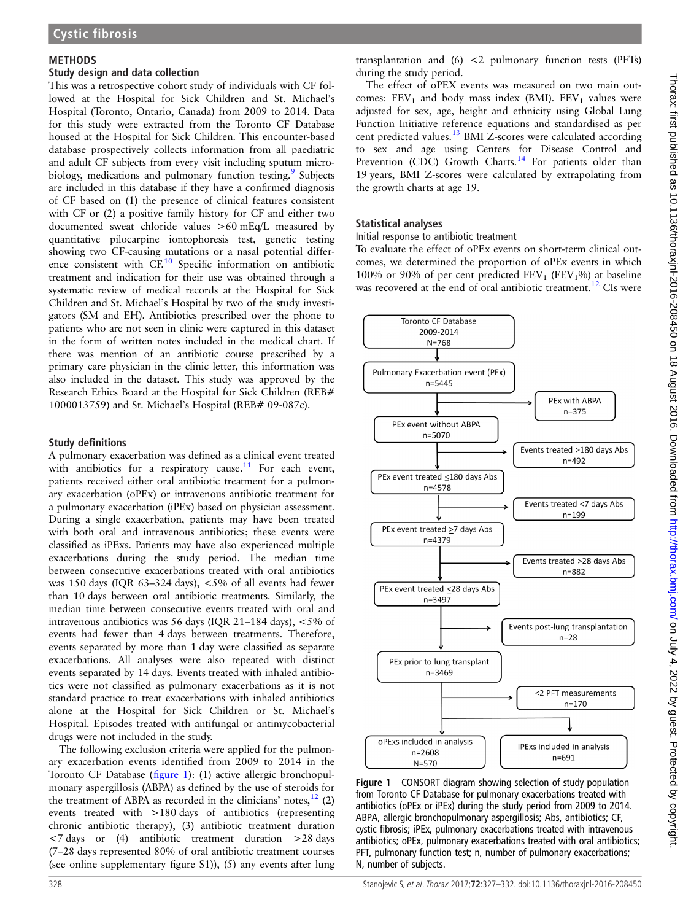## METHODS

### Study design and data collection

This was a retrospective cohort study of individuals with CF followed at the Hospital for Sick Children and St. Michael's Hospital (Toronto, Ontario, Canada) from 2009 to 2014. Data for this study were extracted from the Toronto CF Database housed at the Hospital for Sick Children. This encounter-based database prospectively collects information from all paediatric and adult CF subjects from every visit including sputum microbiology, medications and pulmonary function testing.[9] Subjects are included in this database if they have a confirmed diagnosis of CF based on (1) the presence of clinical features consistent with CF or (2) a positive family history for CF and either two documented sweat chloride values >60 mEq/L measured by quantitative pilocarpine iontophoresis test, genetic testing showing two CF-causing mutations or a nasal potential difference consistent with CF.[10] Specific information on antibiotic treatment and indication for their use was obtained through a systematic review of medical records at the Hospital for Sick Children and St. Michael's Hospital by two of the study investigators (SM and EH). Antibiotics prescribed over the phone to patients who are not seen in clinic were captured in this dataset in the form of written notes included in the medical chart. If there was mention of an antibiotic course prescribed by a primary care physician in the clinic letter, this information was also included in the dataset. This study was approved by the Research Ethics Board at the Hospital for Sick Children (REB# 1000013759) and St. Michael's Hospital (REB# 09-087c).

### Study definitions

A pulmonary exacerbation was defined as a clinical event treated with antibiotics for a respiratory cause.[11] For each event, patients received either oral antibiotic treatment for a pulmonary exacerbation (oPEx) or intravenous antibiotic treatment for a pulmonary exacerbation (iPEx) based on physician assessment. During a single exacerbation, patients may have been treated with both oral and intravenous antibiotics; these events were classified as iPExs. Patients may have also experienced multiple exacerbations during the study period. The median time between consecutive exacerbations treated with oral antibiotics was 150 days (IQR 63–324 days), <5% of all events had fewer than 10 days between oral antibiotic treatments. Similarly, the median time between consecutive events treated with oral and intravenous antibiotics was 56 days (IQR 21–184 days), <5% of events had fewer than 4 days between treatments. Therefore, events separated by more than 1 day were classified as separate exacerbations. All analyses were also repeated with distinct events separated by 14 days. Events treated with inhaled antibiotics were not classified as pulmonary exacerbations as it is not standard practice to treat exacerbations with inhaled antibiotics alone at the Hospital for Sick Children or St. Michael's Hospital. Episodes treated with antifungal or antimycobacterial drugs were not included in the study.

The following exclusion criteria were applied for the pulmonary exacerbation events identified from 2009 to 2014 in the Toronto CF Database (figure 1): (1) active allergic bronchopulmonary aspergillosis (ABPA) as defined by the use of steroids for the treatment of ABPA as recorded in the clinicians' notes,[12] (2) events treated with >180 days of antibiotics (representing chronic antibiotic therapy), (3) antibiotic treatment duration <7 days or (4) antibiotic treatment duration >28 days (7–28 days represented 80% of oral antibiotic treatment courses (see online supplementary figure S1)), (5) any events after lung transplantation and (6) <2 pulmonary function tests (PFTs) during the study period.

The effect of oPEX events was measured on two main outcomes: $FEV_1$ and body mass index (BMI). $FEV_1$ values were adjusted for sex, age, height and ethnicity using Global Lung Function Initiative reference equations and standardised as per cent predicted values.[13] BMI Z-scores were calculated according to sex and age using Centers for Disease Control and Prevention (CDC) Growth Charts.[14] For patients older than 19 years, BMI Z-scores were calculated by extrapolating from the growth charts at age 19.

### Statistical analyses

#### Initial response to antibiotic treatment

To evaluate the effect of oPEx events on short-term clinical outcomes, we determined the proportion of oPEX events in which 100% or 90% of per cent predicted $FEV_1$ ($FEV_1$%) at baseline was recovered at the end of oral antibiotic treatment.[12] CIs were

Toronto CF Database 2009-2014 N=768
→ Pulmonary Exacerbation event (PEx) n=5445
→ (excluded: PEx with ABPA n=375)
→ PEx event without ABPA n=5070
→ (excluded: Events treated >180 days Abs n=492)
→ PEx event treated ≤180 days Abs n=4578
→ (excluded: Events treated <7 days Abs n=199)
→ PEx event treated ≥7 days Abs n=4379
→ (excluded: Events treated >28 days Abs n=882)
→ PEx event treated ≤28 days Abs n=3497
→ (excluded: Events post-lung transplantation n=28)
→ PEx prior to lung transplant n=3469
→ (excluded: <2 PFT measurements n=170)
→ oPExs included in analysis n=2608 N=570; iPExs included in analysis n=691

Figure 1 CONSORT diagram showing selection of study population from Toronto CF Database for pulmonary exacerbations treated with antibiotics (oPEx or iPEx) during the study period from 2009 to 2014. ABPA, allergic bronchopulmonary aspergillosis; Abs, antibiotics; CF, cystic fibrosis; iPEx, pulmonary exacerbations treated with intravenous antibiotics; oPEx, pulmonary exacerbations treated with oral antibiotics; PFT, pulmonary function test; n, number of pulmonary exacerbations; N, number of subjects.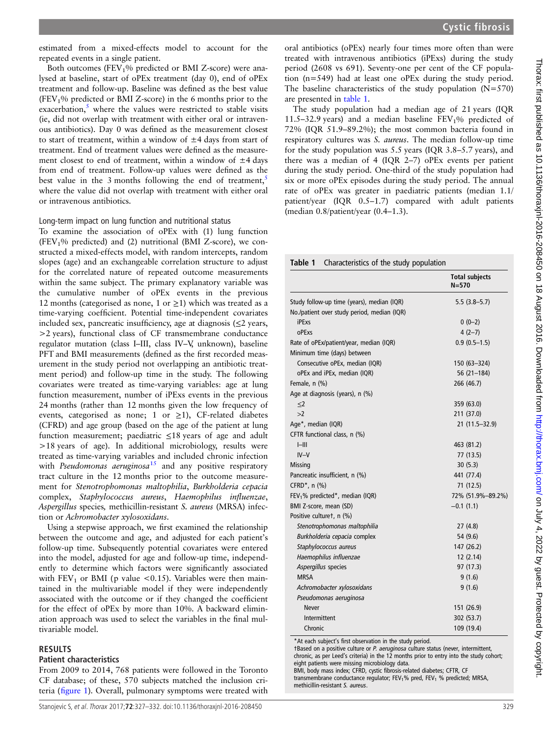estimated from a mixed-effects model to account for the repeated events in a single patient.

Both outcomes ($FEV_1$% predicted or BMI Z-score) were analysed at baseline, start of oPEx treatment (day 0), end of oPEx treatment and follow-up. Baseline was defined as the best value ($FEV_1$% predicted or BMI Z-score) in the 6 months prior to the exacerbation,[5] where the values were restricted to stable visits (ie, did not overlap with treatment with either oral or intravenous antibiotics). Day 0 was defined as the measurement closest to start of treatment, within a window of ±4 days from start of treatment. End of treatment values were defined as the measurement closest to end of treatment, within a window of ±4 days from end of treatment. Follow-up values were defined as the best value in the 3 months following the end of treatment,[5] where the value did not overlap with treatment with either oral or intravenous antibiotics.

### Long-term impact on lung function and nutritional status

To examine the association of oPEx with (1) lung function ($FEV_1$% predicted) and (2) nutritional (BMI Z-score), we constructed a mixed-effects model, with random intercepts, random slopes (age) and an exchangeable correlation structure to adjust for the correlated nature of repeated outcome measurements within the same subject. The primary explanatory variable was the cumulative number of oPEx events in the previous 12 months (categorised as none, 1 or ≥1) which was treated as a time-varying coefficient. Potential time-independent covariates included sex, pancreatic insufficiency, age at diagnosis (≤2 years, >2 years), functional class of CF transmembrane conductance regulator mutation (class I–III, class IV–V, unknown), baseline PFT and BMI measurements (defined as the first recorded measurement in the study period not overlapping an antibiotic treatment period) and follow-up time in the study. The following covariates were treated as time-varying variables: age at lung function measurement, number of iPExs events in the previous 24 months (rather than 12 months given the low frequency of events, categorised as none; 1 or ≥1), CF-related diabetes (CFRD) and age group (based on the age of the patient at lung function measurement; paediatric ≤18 years of age and adult >18 years of age). In additional microbiology, results were treated as time-varying variables and included chronic infection with *Pseudomonas aeruginosa*[15] and any positive respiratory tract culture in the 12 months prior to the outcome measurement for *Stenotrophomonas maltophilia*, *Burkholderia cepacia* complex, *Staphylococcus aureus*, *Haemophilus influenzae*, *Aspergillus* species, methicillin-resistant *S. aureus* (MRSA) infection or *Achromobacter xylosoxidans*.

Using a stepwise approach, we first examined the relationship between the outcome and age, and adjusted for each patient's follow-up time. Subsequently potential covariates were entered into the model, adjusted for age and follow-up time, independently to determine which factors were significantly associated with $FEV_1$ or BMI (p value <0.15). Variables were then maintained in the multivariable model if they were independently associated with the outcome or if they changed the coefficient for the effect of oPEx by more than 10%. A backward elimination approach was used to select the variables in the final multivariable model.

## RESULTS

### Patient characteristics

From 2009 to 2014, 768 patients were followed in the Toronto CF database; of these, 570 subjects matched the inclusion criteria (figure 1). Overall, pulmonary symptoms were treated with oral antibiotics (oPEx) nearly four times more often than were treated with intravenous antibiotics (iPExs) during the study period (2608 vs 691). Seventy-one per cent of the CF population (n=549) had at least one oPEx during the study period. The baseline characteristics of the study population (N=570) are presented in table 1.

The study population had a median age of 21 years (IQR 11.5–32.9 years) and a median baseline $FEV_1$% predicted of 72% (IQR 51.9–89.2%); the most common bacteria found in respiratory cultures was *S. aureus*. The median follow-up time for the study population was 5.5 years (IQR 3.8–5.7 years), and there was a median of 4 (IQR 2–7) oPEx events per patient during the study period. One-third of the study population had six or more oPEx episodes during the study period. The annual rate of oPEx was greater in paediatric patients (median 1.1/patient/year (IQR 0.5–1.7) compared with adult patients (median 0.8/patient/year (0.4–1.3).

**Table 1** Characteristics of the study population

| | Total subjects N=570 |
|---|---|
| Study follow-up time (years), median (IQR) | 5.5 (3.8–5.7) |
| No./patient over study period, median (IQR) | |
| iPExs | 0 (0–2) |
| oPExs | 4 (2–7) |
| Rate of oPEx/patient/year, median (IQR) | 0.9 (0.5–1.5) |
| Minimum time (days) between | |
| Consecutive oPEx, median (IQR) | 150 (63–324) |
| oPEx and iPEx, median (IQR) | 56 (21–184) |
| Female, n (%) | 266 (46.7) |
| Age at diagnosis (years), n (%) | |
| ≤2 | 359 (63.0) |
| >2 | 211 (37.0) |
| Age*, median (IQR) | 21 (11.5–32.9) |
| CFTR functional class, n (%) | |
| I–III | 463 (81.2) |
| IV–V | 77 (13.5) |
| Missing | 30 (5.3) |
| Pancreatic insufficient, n (%) | 441 (77.4) |
| CFRD*, n (%) | 71 (12.5) |
| $FEV_1$% predicted*, median (IQR) | 72% (51.9%–89.2%) |
| BMI Z-score, mean (SD) | −0.1 (1.1) |
| Positive culture†, n (%) | |
| *Stenotrophomonas maltophilia* | 27 (4.8) |
| *Burkholderia cepacia* complex | 54 (9.6) |
| *Staphylococcus aureus* | 147 (26.2) |
| *Haemophilus influenzae* | 12 (2.14) |
| *Aspergillus* species | 97 (17.3) |
| MRSA | 9 (1.6) |
| *Achromobacter xylosoxidans* | 9 (1.6) |
| *Pseudomonas aeruginosa* | |
| Never | 151 (26.9) |
| Intermittent | 302 (53.7) |
| Chronic | 109 (19.4) |

*At each subject's first observation in the study period.
†Based on a positive culture or *P. aeruginosa* culture status (never, intermittent, chronic, as per Leed's criteria) in the 12 months prior to entry into the study cohort; eight patients were missing microbiology data.
BMI, body mass index; CFRD, cystic fibrosis-related diabetes; CFTR, CF transmembrane conductance regulator; $FEV_1$% pred, $FEV_1$ % predicted; MRSA, methicillin-resistant *S. aureus*.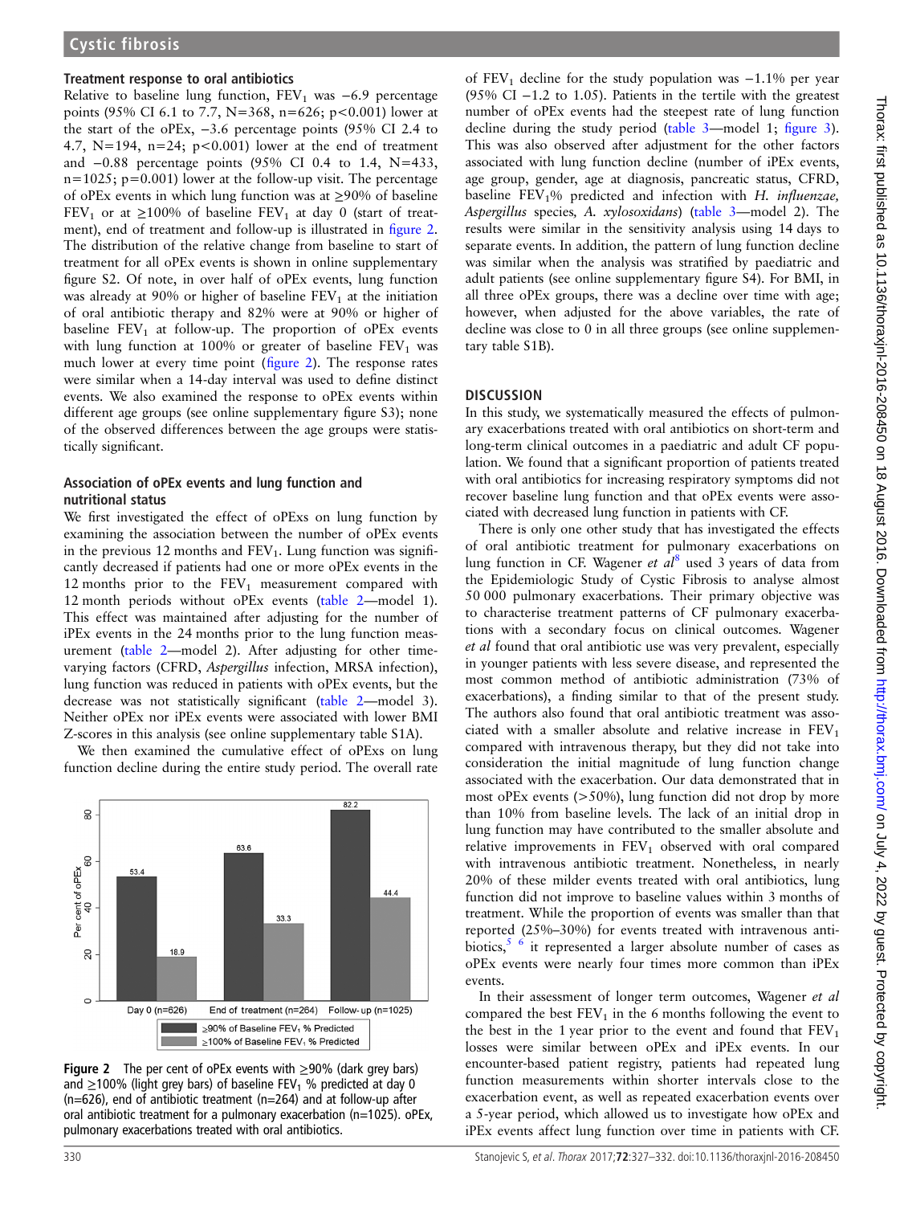### Treatment response to oral antibiotics

Relative to baseline lung function, $FEV_1$ was −6.9 percentage points (95% CI 6.1 to 7.7, N=368, n=626; p<0.001) lower at the start of the oPEx, −3.6 percentage points (95% CI 2.4 to 4.7, N=194, n=24; p<0.001) lower at the end of treatment and −0.88 percentage points (95% CI 0.4 to 1.4, N=433, n=1025; p=0.001) lower at the follow-up visit. The percentage of oPEx events in which lung function was at ≥90% of baseline $FEV_1$ or at ≥100% of baseline $FEV_1$ at day 0 (start of treatment), end of treatment and follow-up is illustrated in figure 2. The distribution of the relative change from baseline to start of treatment for all oPEx events is shown in online supplementary figure S2. Of note, in over half of oPEx events, lung function was already at 90% or higher of baseline $FEV_1$ at the initiation of oral antibiotic therapy and 82% were at 90% or higher of baseline $FEV_1$ at follow-up. The proportion of oPEx events with lung function at 100% or greater of baseline $FEV_1$ was much lower at every time point (figure 2). The response rates were similar when a 14-day interval was used to define distinct events. We also examined the response to oPEx events within different age groups (see online supplementary figure S3); none of the observed differences between the age groups were statistically significant.

### Association of oPEx events and lung function and nutritional status

We first investigated the effect of oPExs on lung function by examining the association between the number of oPEx events in the previous 12 months and $FEV_1$. Lung function was significantly decreased if patients had one or more oPEx events in the 12 months prior to the $FEV_1$ measurement compared with 12 month periods without oPEx events (table 2—model 1). This effect was maintained after adjusting for the number of iPEx events in the 24 months prior to the lung function measurement (table 2—model 2). After adjusting for other time-varying factors (CFRD, *Aspergillus* infection, MRSA infection), lung function was reduced in patients with oPEx events, but the decrease was not statistically significant (table 2—model 3). Neither oPEx nor iPEx events were associated with lower BMI Z-scores in this analysis (see online supplementary table S1A).

We then examined the cumulative effect of oPExs on lung function decline during the entire study period. The overall rate of $FEV_1$ decline for the study population was −1.1% per year (95% CI −1.2 to 1.05). Patients in the tertile with the greatest number of oPEx events had the steepest rate of lung function decline during the study period (table 3—model 1; figure 3). This was also observed after adjustment for the other factors associated with lung function decline (number of iPEx events, age group, gender, age at diagnosis, pancreatic status, CFRD, baseline $FEV_1$% predicted and infection with *H. influenzae, Aspergillus* species, *A. xylosoxidans*) (table 3—model 2). The results were similar in the sensitivity analysis using 14 days to separate events. In addition, the pattern of lung function decline was similar when the analysis was stratified by paediatric and adult patients (see online supplementary figure S4). For BMI, in all three oPEx groups, there was a decline over time with age; however, when adjusted for the above variables, the rate of decline was close to 0 in all three groups (see online supplementary table S1B).

Figure 2 The per cent of oPEx events with ≥90% (dark grey bars) and ≥100% (light grey bars) of baseline $FEV_1$ % predicted at day 0 (n=626), end of antibiotic treatment (n=264) and at follow-up after oral antibiotic treatment for a pulmonary exacerbation (n=1025). oPEx, pulmonary exacerbations treated with oral antibiotics.

## DISCUSSION

In this study, we systematically measured the effects of pulmonary exacerbations treated with oral antibiotics on short-term and long-term clinical outcomes in a paediatric and adult CF population. We found that a significant proportion of patients treated with oral antibiotics for increasing respiratory symptoms did not recover baseline lung function and that oPEx events were associated with decreased lung function in patients with CF.

There is only one other study that has investigated the effects of oral antibiotic treatment for pulmonary exacerbations on lung function in CF. Wagener *et al*[8] used 3 years of data from the Epidemiologic Study of Cystic Fibrosis to analyse almost 50 000 pulmonary exacerbations. Their primary objective was to characterise treatment patterns of CF pulmonary exacerbations with a secondary focus on clinical outcomes. Wagener *et al* found that oral antibiotic use was very prevalent, especially in younger patients with less severe disease, and represented the most common method of antibiotic administration (73% of exacerbations), a finding similar to that of the present study. The authors also found that oral antibiotic treatment was associated with a smaller absolute and relative increase in $FEV_1$ compared with intravenous therapy, but they did not take into consideration the initial magnitude of lung function change associated with the exacerbation. Our data demonstrated that in most oPEx events (>50%), lung function did not drop by more than 10% from baseline levels. The lack of an initial drop in lung function may have contributed to the smaller absolute and relative improvements in $FEV_1$ observed with oral compared with intravenous antibiotic treatment. Nonetheless, in nearly 20% of these milder events treated with oral antibiotics, lung function did not improve to baseline values within 3 months of treatment. While the proportion of events was smaller than that reported (25%–30%) for events treated with intravenous antibiotics,[5,6] it represented a larger absolute number of cases as oPEx events were nearly four times more common than iPEx events.

In their assessment of longer term outcomes, Wagener *et al* compared the best $FEV_1$ in the 6 months following the event to the best in the 1 year prior to the event and found that $FEV_1$ losses were similar between oPEx and iPEx events. In our encounter-based patient registry, patients had repeated lung function measurements within shorter intervals close to the exacerbation event, as well as repeated exacerbation events over a 5-year period, which allowed us to investigate how oPEx and iPEx events affect lung function over time in patients with CF.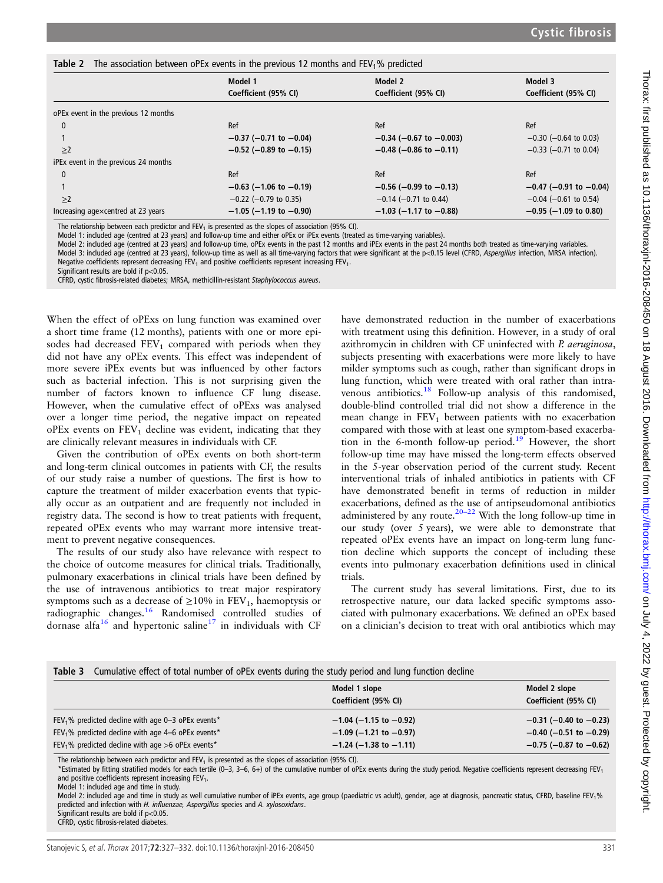**Table 2** The association between oPEx events in the previous 12 months and $FEV_1$% predicted

| | Model 1 Coefficient (95% CI) | Model 2 Coefficient (95% CI) | Model 3 Coefficient (95% CI) |
|---|---|---|---|
| oPEx event in the previous 12 months | | | |
| 0 | Ref | Ref | Ref |
| 1 | **−0.37 (−0.71 to −0.04)** | **−0.34 (−0.67 to −0.003)** | −0.30 (−0.64 to 0.03) |
| ≥2 | **−0.52 (−0.89 to −0.15)** | **−0.48 (−0.86 to −0.11)** | −0.33 (−0.71 to 0.04) |
| iPEx event in the previous 24 months | | | |
| 0 | Ref | Ref | Ref |
| 1 | **−0.63 (−1.06 to −0.19)** | **−0.56 (−0.99 to −0.13)** | **−0.47 (−0.91 to −0.04)** |
| ≥2 | −0.22 (−0.79 to 0.35) | −0.14 (−0.71 to 0.44) | −0.04 (−0.61 to 0.54) |
| Increasing age×centred at 23 years | **−1.05 (−1.19 to −0.90)** | **−1.03 (−1.17 to −0.88)** | **−0.95 (−1.09 to 0.80)** |

The relationship between each predictor and $FEV_1$ is presented as the slopes of association (95% CI).
Model 1: included age (centred at 23 years) and follow-up time and either oPEx or iPEx events (treated as time-varying variables).
Model 2: included age (centred at 23 years) and follow-up time, oPEx events in the past 12 months and iPEx events in the past 24 months both treated as time-varying variables.
Model 3: included age (centred at 23 years), follow-up time as well as all time-varying factors that were significant at the $p<0.15$ level (CFRD, *Aspergillus* infection, MRSA infection).
Negative coefficients represent decreasing $FEV_1$ and positive coefficients represent increasing $FEV_1$.
Significant results are bold if $p<0.05$.
CFRD, cystic fibrosis-related diabetes; MRSA, methicillin-resistant *Staphylococcus aureus*.

When the effect of oPExs on lung function was examined over a short time frame (12 months), patients with one or more episodes had decreased $FEV_1$ compared with periods when they did not have any oPEx events. This effect was independent of more severe iPEx events but was influenced by other factors such as bacterial infection. This is not surprising given the number of factors known to influence CF lung disease. However, when the cumulative effect of oPExs was analysed over a longer time period, the negative impact on repeated oPEx events on $FEV_1$ decline was evident, indicating that they are clinically relevant measures in individuals with CF.

Given the contribution of oPEx events on both short-term and long-term clinical outcomes in patients with CF, the results of our study raise a number of questions. The first is how to capture the treatment of milder exacerbation events that typically occur as an outpatient and are frequently not included in registry data. The second is how to treat patients with frequent, repeated oPEx events who may warrant more intensive treatment to prevent negative consequences.

The results of our study also have relevance with respect to the choice of outcome measures for clinical trials. Traditionally, pulmonary exacerbations in clinical trials have been defined by the use of intravenous antibiotics to treat major respiratory symptoms such as a decrease of ≥10% in $FEV_1$, haemoptysis or radiographic changes.[16] Randomised controlled studies of dornase alfa[16] and hypertonic saline[17] in individuals with CF have demonstrated reduction in the number of exacerbations with treatment using this definition. However, in a study of oral azithromycin in children with CF uninfected with *P. aeruginosa*, subjects presenting with exacerbations were more likely to have milder symptoms such as cough, rather than significant drops in lung function, which were treated with oral rather than intravenous antibiotics.[18] Follow-up analysis of this randomised, double-blind controlled trial did not show a difference in the mean change in $FEV_1$ between patients with no exacerbation compared with those with at least one symptom-based exacerbation in the 6-month follow-up period.[19] However, the short follow-up time may have missed the long-term effects observed in the 5-year observation period of the current study. Recent interventional trials of inhaled antibiotics in patients with CF have demonstrated benefit in terms of reduction in milder exacerbations, defined as the use of antipseudomonal antibiotics administered by any route.[20–22] With the long follow-up time in our study (over 5 years), we were able to demonstrate that repeated oPEx events have an impact on long-term lung function decline which supports the concept of including these events into pulmonary exacerbation definitions used in clinical trials.

The current study has several limitations. First, due to its retrospective nature, our data lacked specific symptoms associated with pulmonary exacerbations. We defined an oPEx based on a clinician's decision to treat with oral antibiotics which may

**Table 3** Cumulative effect of total number of oPEx events during the study period and lung function decline

| | Model 1 slope Coefficient (95% CI) | Model 2 slope Coefficient (95% CI) |
|---|---|---|
| $FEV_1$% predicted decline with age 0–3 oPEx events* | **−1.04 (−1.15 to −0.92)** | **−0.31 (−0.40 to −0.23)** |
| $FEV_1$% predicted decline with age 4–6 oPEx events* | **−1.09 (−1.21 to −0.97)** | **−0.40 (−0.51 to −0.29)** |
| $FEV_1$% predicted decline with age >6 oPEx events* | **−1.24 (−1.38 to −1.11)** | **−0.75 (−0.87 to −0.62)** |

The relationship between each predictor and $FEV_1$ is presented as the slopes of association (95% CI).
*Estimated by fitting stratified models for each tertile (0–3, 3–6, 6+) of the cumulative number of oPEx events during the study period. Negative coefficients represent decreasing $FEV_1$ and positive coefficients represent increasing $FEV_1$.
Model 1: included age and time in study.
Model 2: included age and time in study as well cumulative number of iPEx events, age group (paediatric vs adult), gender, age at diagnosis, pancreatic status, CFRD, baseline $FEV_1$% predicted and infection with *H. influenzae*, *Aspergillus* species and *A. xylosoxidans*.
Significant results are bold if $p<0.05$.
CFRD, cystic fibrosis-related diabetes.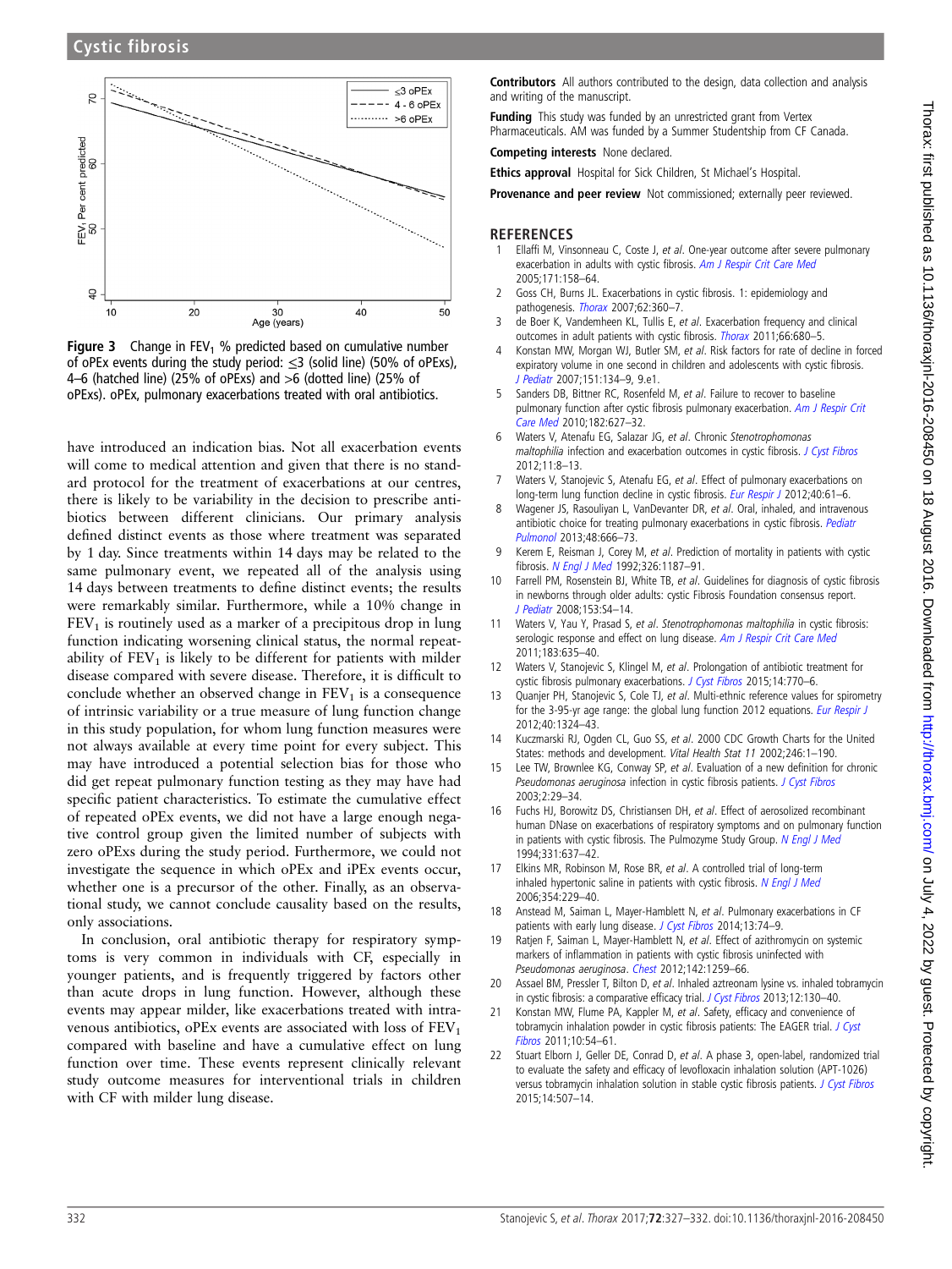70

60

50

40

FEV$_1$ Per cent predicted

10 20 30 40 50

Age (years)

≤3 oPEx

4 - 6 oPEx

>6 oPEx

**Figure 3** Change in FEV$_1$ % predicted based on cumulative number of oPEx events during the study period: ≤3 (solid line) (50% of oPExs), 4–6 (hatched line) (25% of oPExs) and >6 (dotted line) (25% of oPExs). oPEx, pulmonary exacerbations treated with oral antibiotics.

have introduced an indication bias. Not all exacerbation events will come to medical attention and given that there is no standard protocol for the treatment of exacerbations at our centres, there is likely to be variability in the decision to prescribe antibiotics between different clinicians. Our primary analysis defined distinct events as those where treatment was separated by 1 day. Since treatments within 14 days may be related to the same pulmonary event, we repeated all of the analysis using 14 days between treatments to define distinct events; the results were remarkably similar. Furthermore, while a 10% change in FEV$_1$ is routinely used as a marker of a precipitous drop in lung function indicating worsening clinical status, the normal repeatability of FEV$_1$ is likely to be different for patients with milder disease compared with severe disease. Therefore, it is difficult to conclude whether an observed change in FEV$_1$ is a consequence of intrinsic variability or a true measure of lung function change in this study population, for whom lung function measures were not always available at every time point for every subject. This may have introduced a potential selection bias for those who did get repeat pulmonary function testing as they may have had specific patient characteristics. To estimate the cumulative effect of repeated oPEx events, we did not have a large enough negative control group given the limited number of subjects with zero oPExs during the study period. Furthermore, we could not investigate the sequence in which oPEx and iPEx events occur, whether one is a precursor of the other. Finally, as an observational study, we cannot conclude causality based on the results, only associations.

In conclusion, oral antibiotic therapy for respiratory symptoms is very common in individuals with CF, especially in younger patients, and is frequently triggered by factors other than acute drops in lung function. However, although these events may appear milder, like exacerbations treated with intravenous antibiotics, oPEx events are associated with loss of FEV$_1$ compared with baseline and have a cumulative effect on lung function over time. These events represent clinically relevant study outcome measures for interventional trials in children with CF with milder lung disease.

**Contributors** All authors contributed to the design, data collection and analysis and writing of the manuscript.

**Funding** This study was funded by an unrestricted grant from Vertex Pharmaceuticals. AM was funded by a Summer Studentship from CF Canada.

**Competing interests** None declared.

**Ethics approval** Hospital for Sick Children, St Michael's Hospital.

**Provenance and peer review** Not commissioned; externally peer reviewed.

## REFERENCES

1. Ellaffi M, Vinsonneau C, Coste J, *et al*. One-year outcome after severe pulmonary exacerbation in adults with cystic fibrosis. *Am J Respir Crit Care Med* 2005;171:158–64.
2. Goss CH, Burns JL. Exacerbations in cystic fibrosis. 1: epidemiology and pathogenesis. *Thorax* 2007;62:360–7.
3. de Boer K, Vandemheen KL, Tullis E, *et al*. Exacerbation frequency and clinical outcomes in adult patients with cystic fibrosis. *Thorax* 2011;66:680–5.
4. Konstan MW, Morgan WJ, Butler SM, *et al*. Risk factors for rate of decline in forced expiratory volume in one second in children and adolescents with cystic fibrosis. *J Pediatr* 2007;151:134–9, 9.e1.
5. Sanders DB, Bittner RC, Rosenfeld M, *et al*. Failure to recover to baseline pulmonary function after cystic fibrosis pulmonary exacerbation. *Am J Respir Crit Care Med* 2010;182:627–32.
6. Waters V, Atenafu EG, Salazar JG, *et al*. Chronic *Stenotrophomonas maltophilia* infection and exacerbation outcomes in cystic fibrosis. *J Cyst Fibros* 2012;11:8–13.
7. Waters V, Stanojevic S, Atenafu EG, *et al*. Effect of pulmonary exacerbations on long-term lung function decline in cystic fibrosis. *Eur Respir J* 2012;40:61–6.
8. Wagener JS, Rasouliyan L, VanDevanter DR, *et al*. Oral, inhaled, and intravenous antibiotic choice for treating pulmonary exacerbations in cystic fibrosis. *Pediatr Pulmonol* 2013;48:666–73.
9. Kerem E, Reisman J, Corey M, *et al*. Prediction of mortality in patients with cystic fibrosis. *N Engl J Med* 1992;326:1187–91.
10. Farrell PM, Rosenstein BJ, White TB, *et al*. Guidelines for diagnosis of cystic fibrosis in newborns through older adults: cystic Fibrosis Foundation consensus report. *J Pediatr* 2008;153:S4–14.
11. Waters V, Yau Y, Prasad S, *et al*. *Stenotrophomonas maltophilia* in cystic fibrosis: serologic response and effect on lung disease. *Am J Respir Crit Care Med* 2011;183:635–40.
12. Waters V, Stanojevic S, Klingel M, *et al*. Prolongation of antibiotic treatment for cystic fibrosis pulmonary exacerbations. *J Cyst Fibros* 2015;14:770–6.
13. Quanjer PH, Stanojevic S, Cole TJ, *et al*. Multi-ethnic reference values for spirometry for the 3-95-yr age range: the global lung function 2012 equations. *Eur Respir J* 2012;40:1324–43.
14. Kuczmarski RJ, Ogden CL, Guo SS, *et al*. 2000 CDC Growth Charts for the United States: methods and development. *Vital Health Stat 11* 2002;246:1–190.
15. Lee TW, Brownlee KG, Conway SP, *et al*. Evaluation of a new definition for chronic *Pseudomonas aeruginosa* infection in cystic fibrosis patients. *J Cyst Fibros* 2003;2:29–34.
16. Fuchs HJ, Borowitz DS, Christiansen DH, *et al*. Effect of aerosolized recombinant human DNase on exacerbations of respiratory symptoms and on pulmonary function in patients with cystic fibrosis. The Pulmozyme Study Group. *N Engl J Med* 1994;331:637–42.
17. Elkins MR, Robinson M, Rose BR, *et al*. A controlled trial of long-term inhaled hypertonic saline in patients with cystic fibrosis. *N Engl J Med* 2006;354:229–40.
18. Anstead M, Saiman L, Mayer-Hamblett N, *et al*. Pulmonary exacerbations in CF patients with early lung disease. *J Cyst Fibros* 2014;13:74–9.
19. Ratjen F, Saiman L, Mayer-Hamblett N, *et al*. Effect of azithromycin on systemic markers of inflammation in patients with cystic fibrosis uninfected with *Pseudomonas aeruginosa*. *Chest* 2012;142:1259–66.
20. Assael BM, Pressler T, Bilton D, *et al*. Inhaled aztreonam lysine vs. inhaled tobramycin in cystic fibrosis: a comparative efficacy trial. *J Cyst Fibros* 2013;12:130–40.
21. Konstan MW, Flume PA, Kappler M, *et al*. Safety, efficacy and convenience of tobramycin inhalation powder in cystic fibrosis patients: The EAGER trial. *J Cyst Fibros* 2011;10:54–61.
22. Stuart Elborn J, Geller DE, Conrad D, *et al*. A phase 3, open-label, randomized trial to evaluate the safety and efficacy of levofloxacin inhalation solution (APT-1026) versus tobramycin inhalation solution in stable cystic fibrosis patients. *J Cyst Fibros* 2015;14:507–14.